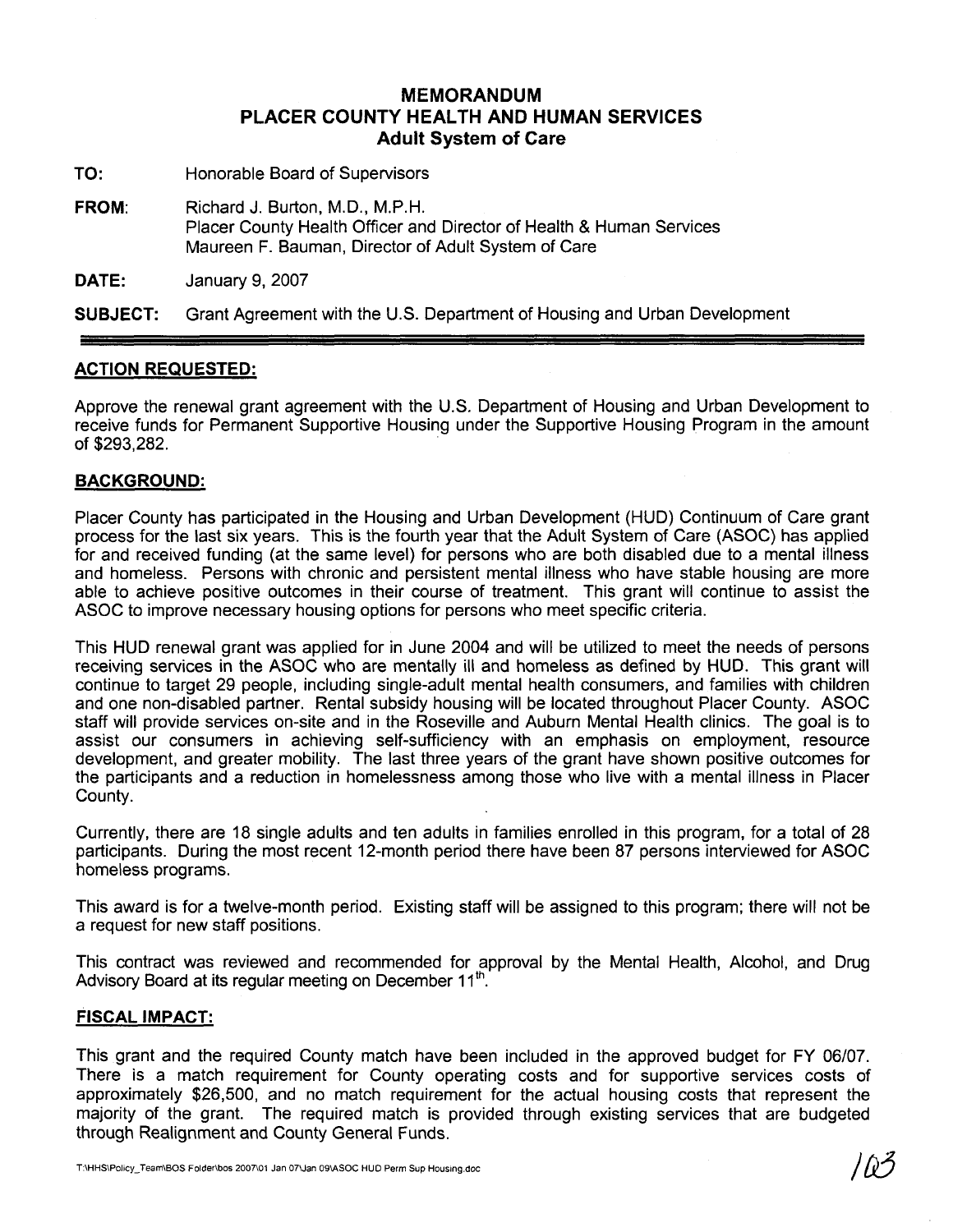# MEMORANDUM
# PLACER COUNTY HEALTH AND HUMAN SERVICES
## Adult System of Care

**TO:** Honorable Board of Supervisors

**FROM:** Richard J. Burton, M.D., M.P.H.
Placer County Health Officer and Director of Health & Human Services
Maureen F. Bauman, Director of Adult System of Care

**DATE:** January 9, 2007

**SUBJECT:** Grant Agreement with the U.S. Department of Housing and Urban Development

---

### ACTION REQUESTED:

Approve the renewal grant agreement with the U.S. Department of Housing and Urban Development to receive funds for Permanent Supportive Housing under the Supportive Housing Program in the amount of $293,282.

### BACKGROUND:

Placer County has participated in the Housing and Urban Development (HUD) Continuum of Care grant process for the last six years. This is the fourth year that the Adult System of Care (ASOC) has applied for and received funding (at the same level) for persons who are both disabled due to a mental illness and homeless. Persons with chronic and persistent mental illness who have stable housing are more able to achieve positive outcomes in their course of treatment. This grant will continue to assist the ASOC to improve necessary housing options for persons who meet specific criteria.

This HUD renewal grant was applied for in June 2004 and will be utilized to meet the needs of persons receiving services in the ASOC who are mentally ill and homeless as defined by HUD. This grant will continue to target 29 people, including single-adult mental health consumers, and families with children and one non-disabled partner. Rental subsidy housing will be located throughout Placer County. ASOC staff will provide services on-site and in the Roseville and Auburn Mental Health clinics. The goal is to assist our consumers in achieving self-sufficiency with an emphasis on employment, resource development, and greater mobility. The last three years of the grant have shown positive outcomes for the participants and a reduction in homelessness among those who live with a mental illness in Placer County.

Currently, there are 18 single adults and ten adults in families enrolled in this program, for a total of 28 participants. During the most recent 12-month period there have been 87 persons interviewed for ASOC homeless programs.

This award is for a twelve-month period. Existing staff will be assigned to this program; there will not be a request for new staff positions.

This contract was reviewed and recommended for approval by the Mental Health, Alcohol, and Drug Advisory Board at its regular meeting on December 11th.

### FISCAL IMPACT:

This grant and the required County match have been included in the approved budget for FY 06/07. There is a match requirement for County operating costs and for supportive services costs of approximately $26,500, and no match requirement for the actual housing costs that represent the majority of the grant. The required match is provided through existing services that are budgeted through Realignment and County General Funds.

T:\HHS\Policy_Team\BOS Folder\bos 2007\01 Jan 07\Jan 09\ASOC HUD Perm Sup Housing.doc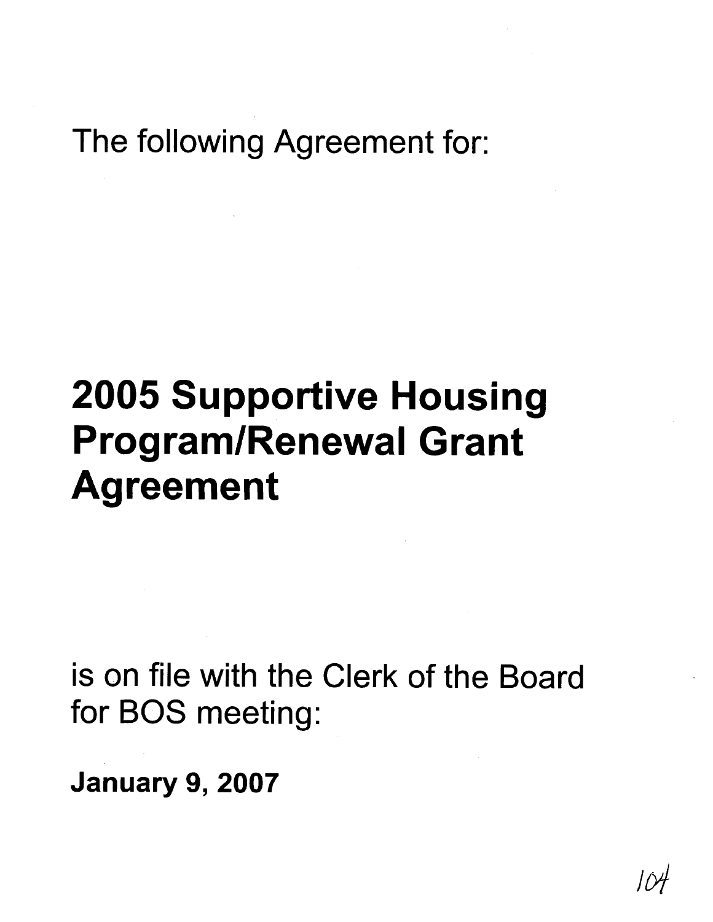The following Agreement for:

# 2005 Supportive Housing Program/Renewal Grant Agreement

is on file with the Clerk of the Board for BOS meeting:

**January 9, 2007**